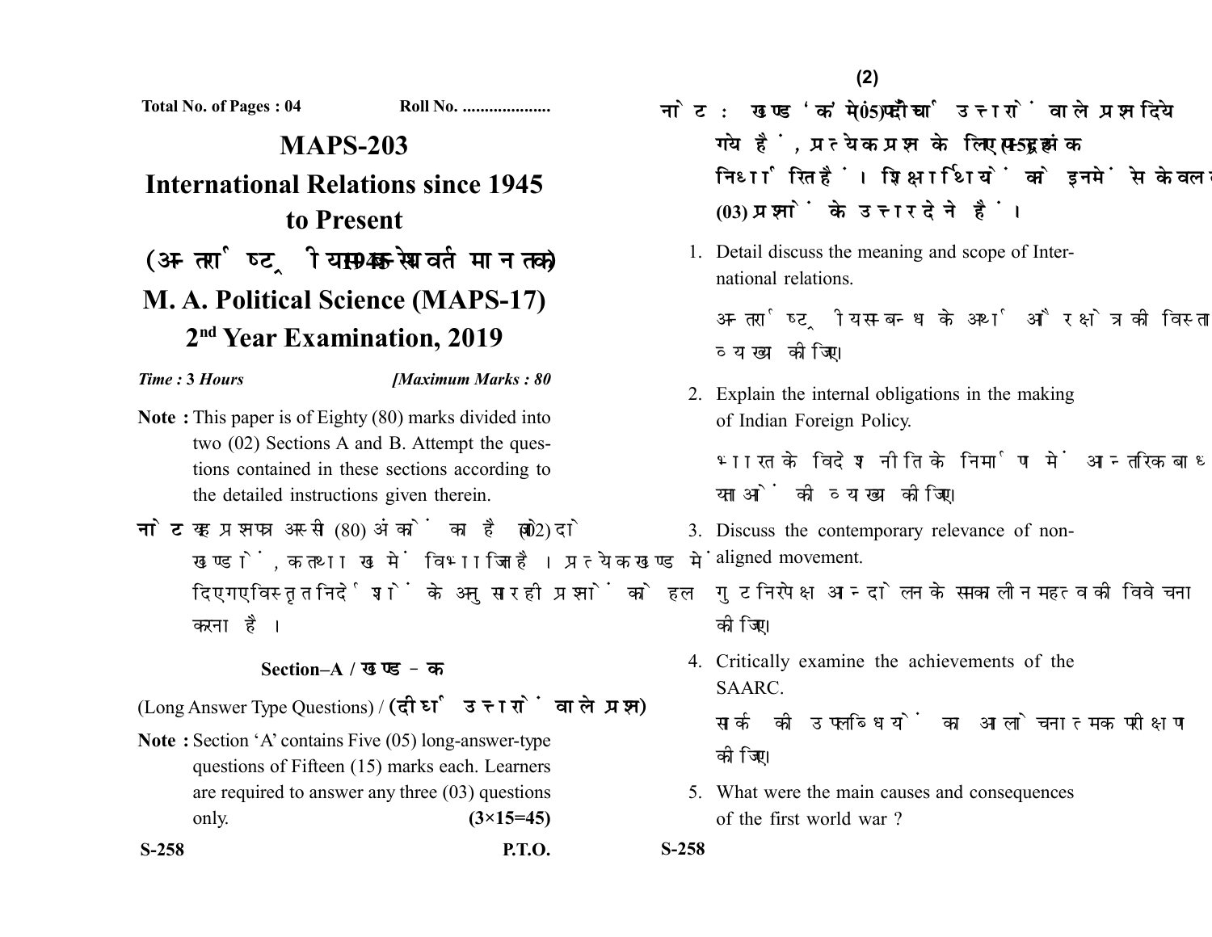Total No. of Pages : 04 Roll No. ....................

# MAPS-203

# International Relations since 1945 to Present

## (अन्तर्राष्ट्रीय सम्बन्ध 1945 से वर्तमान तक)

## M. A. Political Science (MAPS-17)

## 2nd Year Examination, 2019

*Time :* **3** *Hours* *[Maximum Marks :* **80**

**Note :** This paper is of Eighty (80) marks divided into two (02) Sections A and B. Attempt the questions contained in these sections according to the detailed instructions given therein.

**नोट :** यह प्रश्नपत्र अस्सी (80) अंकों का है जो दो (02) खण्डों, क तथा ख में विभाजित है। प्रत्येक खण्ड में दिए गए विस्तृत निर्देशों के अनुसार ही प्रश्नों को हल करना है।

### Section–A / खण्ड–क

(Long Answer Type Questions) / **(दीर्घ उत्तरों वाले प्रश्न)**

**Note :** Section 'A' contains Five (05) long-answer-type questions of Fifteen (15) marks each. Learners are required to answer any three (03) questions only. **(3×15=45)**

**नोट :** खण्ड 'क' में पाँच (05) दीर्घ उत्तरों वाले प्रश्न दिये गये हैं, प्रत्येक प्रश्न के लिए पन्द्रह (15) अंक निर्धारित हैं। शिक्षार्थियों को इनमें से केवल तीन (03) प्रश्नों के उत्तर देने हैं।

1. Detail discuss the meaning and scope of International relations.

   अन्तर्राष्ट्रीय सम्बन्ध के अर्थ और क्षेत्र की विस्तार से व्याख्या कीजिए।

2. Explain the internal obligations in the making of Indian Foreign Policy.

   भारत के विदेश नीति के निर्माण में आन्तरिक बाध्यताओं की व्याख्या कीजिए।

3. Discuss the contemporary relevance of non-aligned movement.

   गुटनिरपेक्ष आन्दोलन के समकालीन महत्व की विवेचना कीजिए।

4. Critically examine the achievements of the SAARC.

   सार्क की उपलब्धियों का आलोचनात्मक परीक्षण कीजिए।

5. What were the main causes and consequences of the first world war ?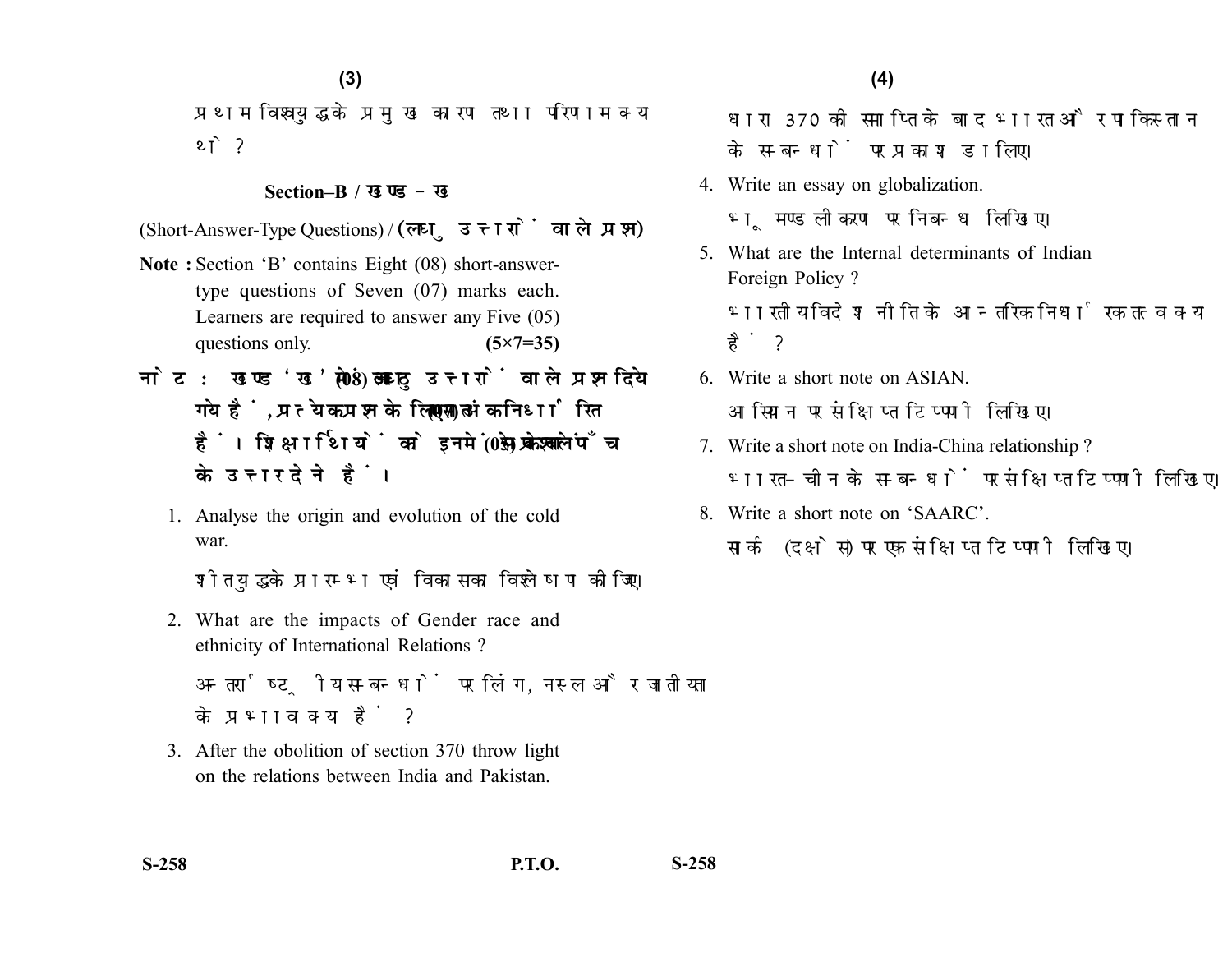प्रथम विश्वयुद्ध के प्रमुख कारण तथा परिणाम क्या थे ?

## Section–B / खण्ड – ख

(Short-Answer-Type Questions) / **(लघु उत्तरों वाले प्रश्न)**

**Note :** Section 'B' contains Eight (08) short-answer-type questions of Seven (07) marks each. Learners are required to answer any Five (05) questions only. **(5×7=35)**

**नोट : खण्ड 'ख' में आठ (08) लघु उत्तरों वाले प्रश्न दिये गये हैं, प्रत्येक प्रश्न के लिए सात (07) अंक निर्धारित हैं। शिक्षार्थियों को इनमें से केवल पाँच (05) प्रश्नों के उत्तर देने हैं।**

1. Analyse the origin and evolution of the cold war.

   शीतयुद्ध के प्रारम्भ एवं विकास का विश्लेषण कीजिए।

2. What are the impacts of Gender race and ethnicity of International Relations ?

   अन्तर्राष्ट्रीय सम्बन्धों पर लिंग, नस्ल और जातीयता के प्रभाव क्या हैं ?

3. After the obolition of section 370 throw light on the relations between India and Pakistan.

   धारा 370 की समाप्ति के बाद भारत और पाकिस्तान के सम्बन्धों पर प्रकाश डालिए।

4. Write an essay on globalization.

   भूमण्डलीकरण पर निबन्ध लिखिए।

5. What are the Internal determinants of Indian Foreign Policy ?

   भारतीय विदेश नीति के आन्तरिक निर्धारक तत्व क्या हैं ?

6. Write a short note on ASIAN.

   आसियान पर संक्षिप्त टिप्पणी लिखिए।

7. Write a short note on India-China relationship ?

   भारत-चीन के सम्बन्धों पर संक्षिप्त टिप्पणी लिखिए।

8. Write a short note on 'SAARC'.

   सार्क (दक्षेस) पर एक संक्षिप्त टिप्पणी लिखिए।